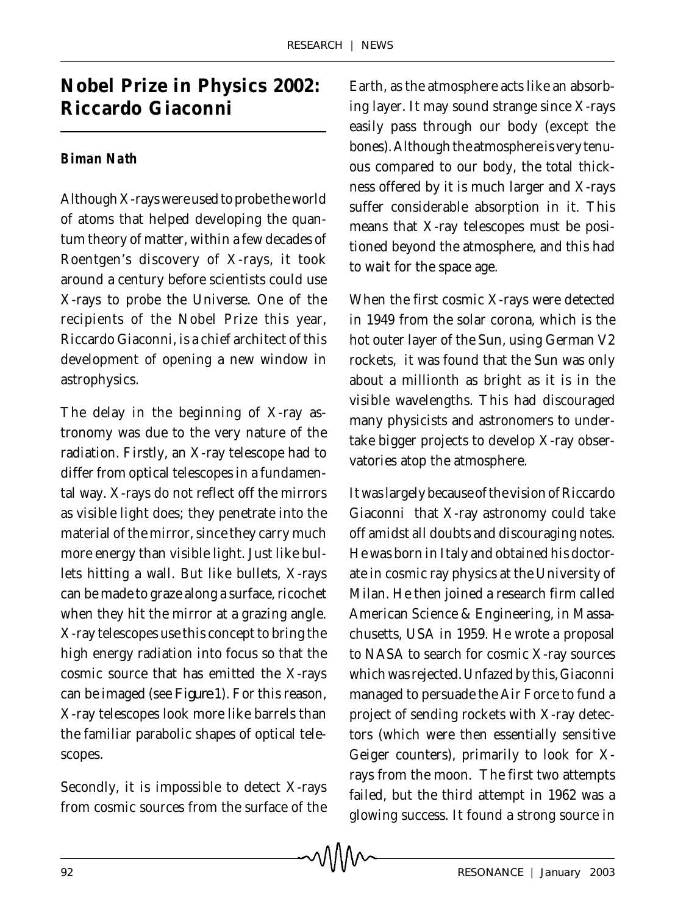# Nobel Prize in Physics 2002: Riccardo Giaconni

***Biman Nath***

Although X-rays were used to probe the world of atoms that helped developing the quantum theory of matter, within a few decades of Roentgen's discovery of X-rays, it took around a century before scientists could use X-rays to probe the Universe. One of the recipients of the Nobel Prize this year, Riccardo Giaconni, is a chief architect of this development of opening a new window in astrophysics.

The delay in the beginning of X-ray astronomy was due to the very nature of the radiation. Firstly, an X-ray telescope had to differ from optical telescopes in a fundamental way. X-rays do not reflect off the mirrors as visible light does; they penetrate into the material of the mirror, since they carry much more energy than visible light. Just like bullets hitting a wall. But like bullets, X-rays can be made to graze along a surface, ricochet when they hit the mirror at a grazing angle. X-ray telescopes use this concept to bring the high energy radiation into focus so that the cosmic source that has emitted the X-rays can be imaged (see *Figure 1*). For this reason, X-ray telescopes look more like barrels than the familiar parabolic shapes of optical telescopes.

Secondly, it is impossible to detect X-rays from cosmic sources from the surface of the Earth, as the atmosphere acts like an absorbing layer. It may sound strange since X-rays easily pass through our body (except the bones). Although the atmosphere is very tenuous compared to our body, the total thickness offered by it is much larger and X-rays suffer considerable absorption in it. This means that X-ray telescopes must be positioned beyond the atmosphere, and this had to wait for the space age.

When the first cosmic X-rays were detected in 1949 from the solar corona, which is the hot outer layer of the Sun, using German V2 rockets, it was found that the Sun was only about a millionth as bright as it is in the visible wavelengths. This had discouraged many physicists and astronomers to undertake bigger projects to develop X-ray observatories atop the atmosphere.

It was largely because of the vision of Riccardo Giaconni that X-ray astronomy could take off amidst all doubts and discouraging notes. He was born in Italy and obtained his doctorate in cosmic ray physics at the University of Milan. He then joined a research firm called American Science & Engineering, in Massachusetts, USA in 1959. He wrote a proposal to NASA to search for cosmic X-ray sources which was rejected. Unfazed by this, Giaconni managed to persuade the Air Force to fund a project of sending rockets with X-ray detectors (which were then essentially sensitive Geiger counters), primarily to look for X-rays from the moon. The first two attempts failed, but the third attempt in 1962 was a glowing success. It found a strong source in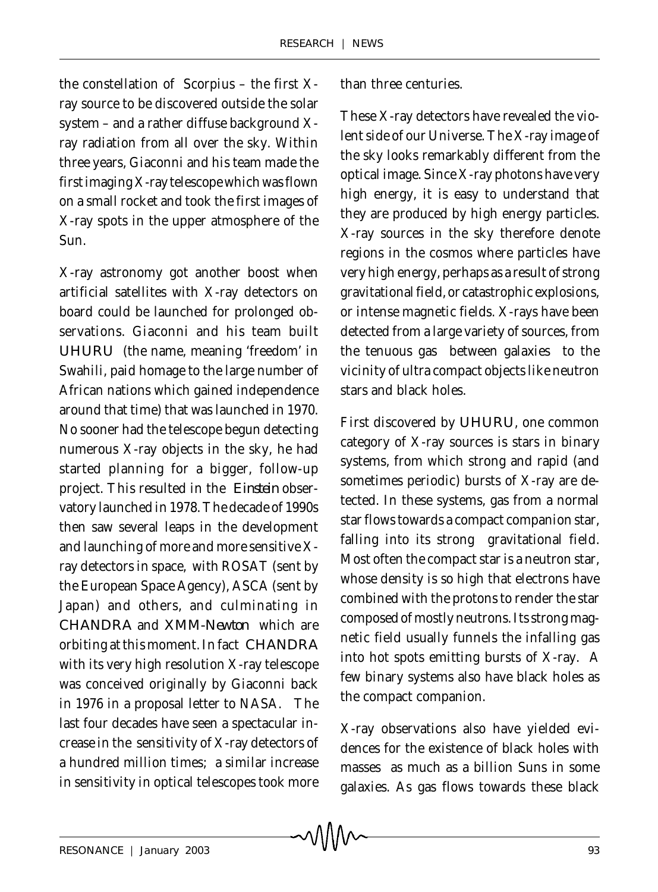the constellation of Scorpius – the first X-ray source to be discovered outside the solar system – and a rather diffuse background X-ray radiation from all over the sky. Within three years, Giaconni and his team made the first imaging X-ray telescope which was flown on a small rocket and took the first images of X-ray spots in the upper atmosphere of the Sun.

X-ray astronomy got another boost when artificial satellites with X-ray detectors on board could be launched for prolonged observations. Giaconni and his team built UHURU (the name, meaning 'freedom' in Swahili, paid homage to the large number of African nations which gained independence around that time) that was launched in 1970. No sooner had the telescope begun detecting numerous X-ray objects in the sky, he had started planning for a bigger, follow-up project. This resulted in the *Einstein* observatory launched in 1978. The decade of 1990s then saw several leaps in the development and launching of more and more sensitive X-ray detectors in space, with ROSAT (sent by the European Space Agency), ASCA (sent by Japan) and others, and culminating in CHANDRA and XMM-*Newton* which are orbiting at this moment. In fact CHANDRA with its very high resolution X-ray telescope was conceived originally by Giaconni back in 1976 in a proposal letter to NASA. The last four decades have seen a spectacular increase in the sensitivity of X-ray detectors of a hundred million times; a similar increase in sensitivity in optical telescopes took more than three centuries.

These X-ray detectors have revealed the violent side of our Universe. The X-ray image of the sky looks remarkably different from the optical image. Since X-ray photons have very high energy, it is easy to understand that they are produced by high energy particles. X-ray sources in the sky therefore denote regions in the cosmos where particles have very high energy, perhaps as a result of strong gravitational field, or catastrophic explosions, or intense magnetic fields. X-rays have been detected from a large variety of sources, from the tenuous gas between galaxies to the vicinity of ultra compact objects like neutron stars and black holes.

First discovered by UHURU, one common category of X-ray sources is stars in binary systems, from which strong and rapid (and sometimes periodic) bursts of X-ray are detected. In these systems, gas from a normal star flows towards a compact companion star, falling into its strong gravitational field. Most often the compact star is a neutron star, whose density is so high that electrons have combined with the protons to render the star composed of mostly neutrons. Its strong magnetic field usually funnels the infalling gas into hot spots emitting bursts of X-ray. A few binary systems also have black holes as the compact companion.

X-ray observations also have yielded evidences for the existence of black holes with masses as much as a billion Suns in some galaxies. As gas flows towards these black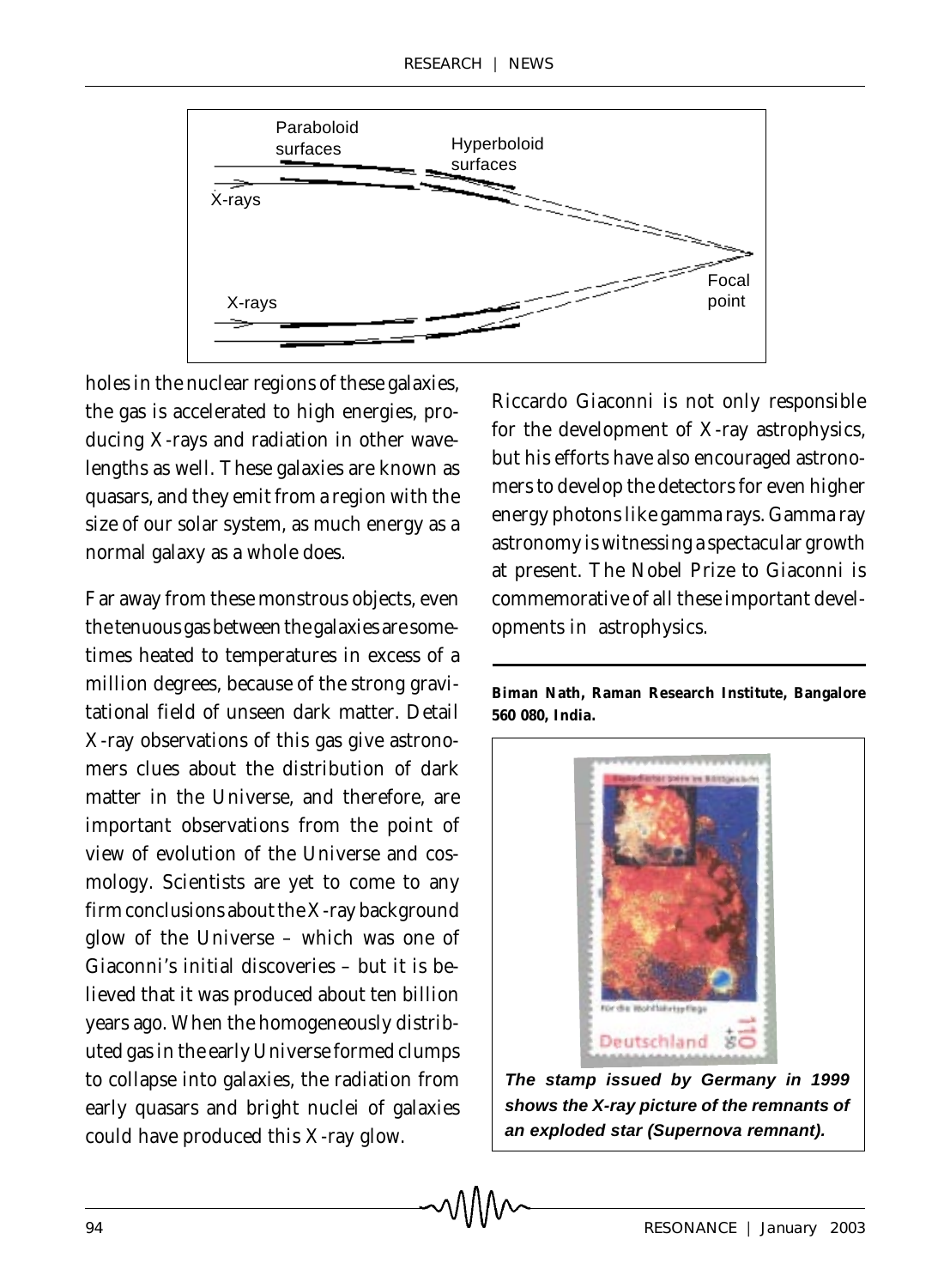Paraboloid surfaces

Hyperboloid surfaces

X-rays

X-rays

Focal point

holes in the nuclear regions of these galaxies, the gas is accelerated to high energies, producing X-rays and radiation in other wavelengths as well. These galaxies are known as quasars, and they emit from a region with the size of our solar system, as much energy as a normal galaxy as a whole does.

Far away from these monstrous objects, even the tenuous gas between the galaxies are sometimes heated to temperatures in excess of a million degrees, because of the strong gravitational field of unseen dark matter. Detail X-ray observations of this gas give astronomers clues about the distribution of dark matter in the Universe, and therefore, are important observations from the point of view of evolution of the Universe and cosmology. Scientists are yet to come to any firm conclusions about the X-ray background glow of the Universe – which was one of Giaconni's initial discoveries – but it is believed that it was produced about ten billion years ago. When the homogeneously distributed gas in the early Universe formed clumps to collapse into galaxies, the radiation from early quasars and bright nuclei of galaxies could have produced this X-ray glow.

Riccardo Giaconni is not only responsible for the development of X-ray astrophysics, but his efforts have also encouraged astronomers to develop the detectors for even higher energy photons like gamma rays. Gamma ray astronomy is witnessing a spectacular growth at present. The Nobel Prize to Giaconni is commemorative of all these important developments in astrophysics.

**Biman Nath, Raman Research Institute, Bangalore 560 080, India.**

***The stamp issued by Germany in 1999 shows the X-ray picture of the remnants of an exploded star (Supernova remnant).***